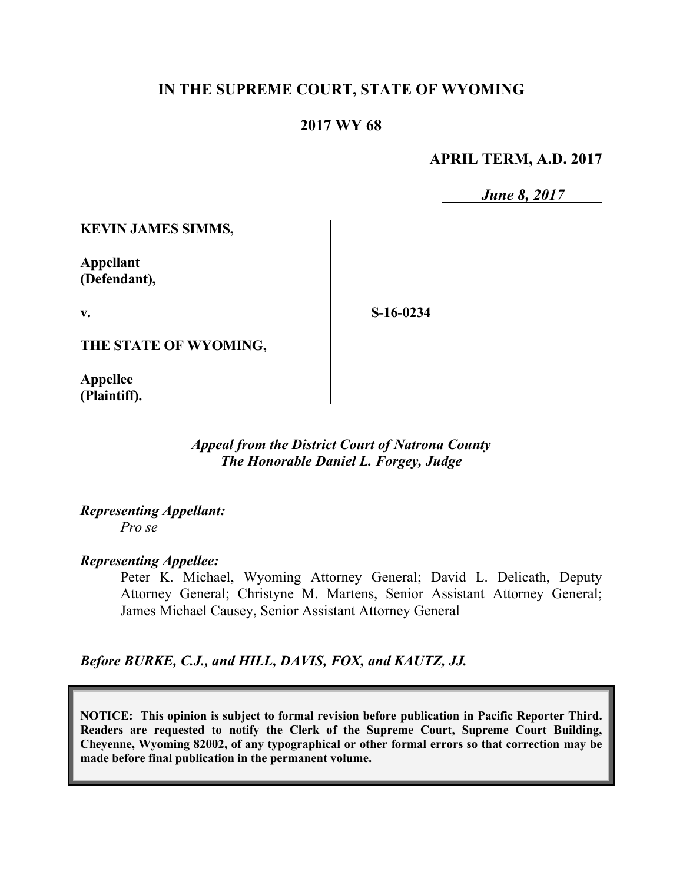**IN THE SUPREME COURT, STATE OF WYOMING**

**2017 WY 68**

**APRIL TERM, A.D. 2017**

***June 8, 2017***

**KEVIN JAMES SIMMS,**

**Appellant (Defendant),**

**v.**

**THE STATE OF WYOMING,**

**Appellee (Plaintiff).**

**S-16-0234**

*Appeal from the District Court of Natrona County*
*The Honorable Daniel L. Forgey, Judge*

***Representing Appellant:***
*Pro se*

***Representing Appellee:***
Peter K. Michael, Wyoming Attorney General; David L. Delicath, Deputy Attorney General; Christyne M. Martens, Senior Assistant Attorney General; James Michael Causey, Senior Assistant Attorney General

***Before BURKE, C.J., and HILL, DAVIS, FOX, and KAUTZ, JJ.***

**NOTICE: This opinion is subject to formal revision before publication in Pacific Reporter Third. Readers are requested to notify the Clerk of the Supreme Court, Supreme Court Building, Cheyenne, Wyoming 82002, of any typographical or other formal errors so that correction may be made before final publication in the permanent volume.**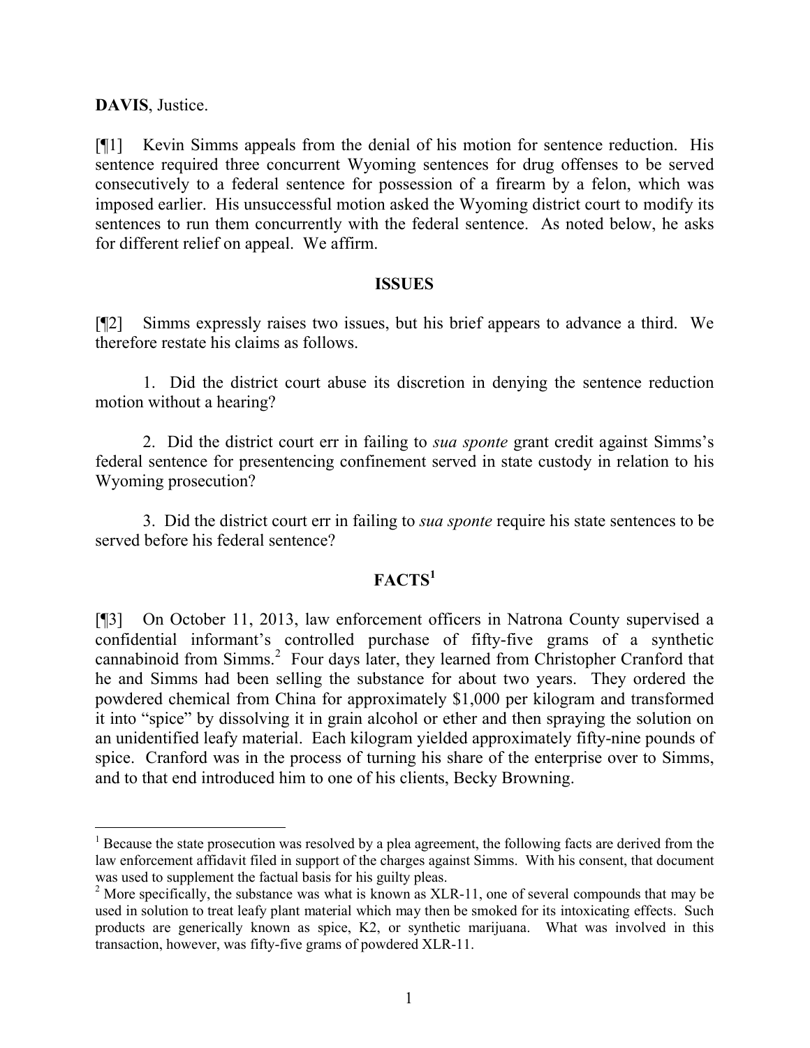**DAVIS**, Justice.

[¶1] Kevin Simms appeals from the denial of his motion for sentence reduction. His sentence required three concurrent Wyoming sentences for drug offenses to be served consecutively to a federal sentence for possession of a firearm by a felon, which was imposed earlier. His unsuccessful motion asked the Wyoming district court to modify its sentences to run them concurrently with the federal sentence. As noted below, he asks for different relief on appeal. We affirm.

## ISSUES

[¶2] Simms expressly raises two issues, but his brief appears to advance a third. We therefore restate his claims as follows.

1. Did the district court abuse its discretion in denying the sentence reduction motion without a hearing?

2. Did the district court err in failing to *sua sponte* grant credit against Simms's federal sentence for presentencing confinement served in state custody in relation to his Wyoming prosecution?

3. Did the district court err in failing to *sua sponte* require his state sentences to be served before his federal sentence?

## FACTS[1]

[¶3] On October 11, 2013, law enforcement officers in Natrona County supervised a confidential informant's controlled purchase of fifty-five grams of a synthetic cannabinoid from Simms.[2] Four days later, they learned from Christopher Cranford that he and Simms had been selling the substance for about two years. They ordered the powdered chemical from China for approximately $1,000 per kilogram and transformed it into "spice" by dissolving it in grain alcohol or ether and then spraying the solution on an unidentified leafy material. Each kilogram yielded approximately fifty-nine pounds of spice. Cranford was in the process of turning his share of the enterprise over to Simms, and to that end introduced him to one of his clients, Becky Browning.

---

[1] Because the state prosecution was resolved by a plea agreement, the following facts are derived from the law enforcement affidavit filed in support of the charges against Simms. With his consent, that document was used to supplement the factual basis for his guilty pleas.

[2] More specifically, the substance was what is known as XLR-11, one of several compounds that may be used in solution to treat leafy plant material which may then be smoked for its intoxicating effects. Such products are generically known as spice, K2, or synthetic marijuana. What was involved in this transaction, however, was fifty-five grams of powdered XLR-11.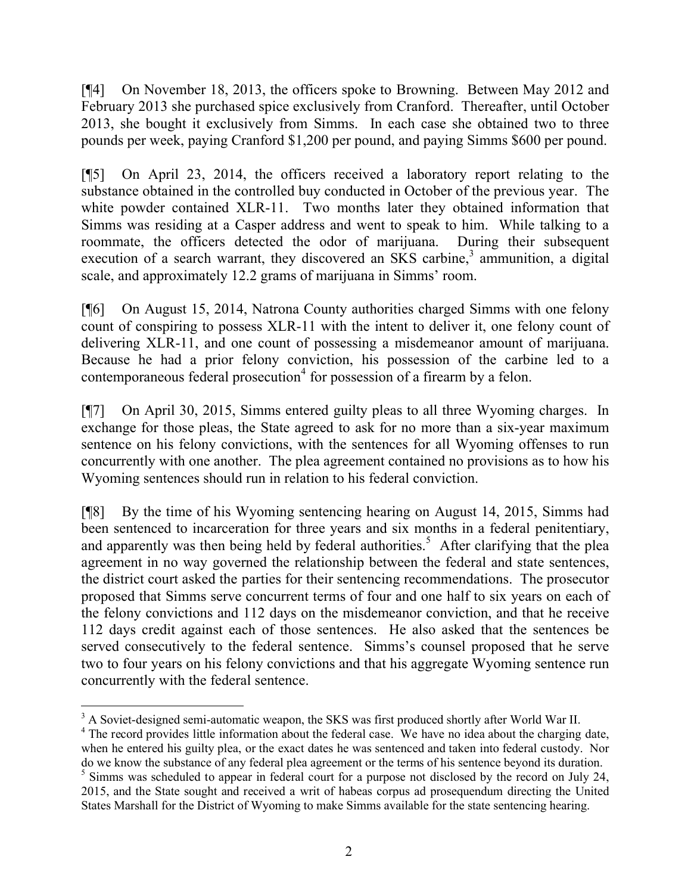[¶4] On November 18, 2013, the officers spoke to Browning. Between May 2012 and February 2013 she purchased spice exclusively from Cranford. Thereafter, until October 2013, she bought it exclusively from Simms. In each case she obtained two to three pounds per week, paying Cranford $1,200 per pound, and paying Simms $600 per pound.

[¶5] On April 23, 2014, the officers received a laboratory report relating to the substance obtained in the controlled buy conducted in October of the previous year. The white powder contained XLR-11. Two months later they obtained information that Simms was residing at a Casper address and went to speak to him. While talking to a roommate, the officers detected the odor of marijuana. During their subsequent execution of a search warrant, they discovered an SKS carbine,[3] ammunition, a digital scale, and approximately 12.2 grams of marijuana in Simms' room.

[¶6] On August 15, 2014, Natrona County authorities charged Simms with one felony count of conspiring to possess XLR-11 with the intent to deliver it, one felony count of delivering XLR-11, and one count of possessing a misdemeanor amount of marijuana. Because he had a prior felony conviction, his possession of the carbine led to a contemporaneous federal prosecution[4] for possession of a firearm by a felon.

[¶7] On April 30, 2015, Simms entered guilty pleas to all three Wyoming charges. In exchange for those pleas, the State agreed to ask for no more than a six-year maximum sentence on his felony convictions, with the sentences for all Wyoming offenses to run concurrently with one another. The plea agreement contained no provisions as to how his Wyoming sentences should run in relation to his federal conviction.

[¶8] By the time of his Wyoming sentencing hearing on August 14, 2015, Simms had been sentenced to incarceration for three years and six months in a federal penitentiary, and apparently was then being held by federal authorities.[5] After clarifying that the plea agreement in no way governed the relationship between the federal and state sentences, the district court asked the parties for their sentencing recommendations. The prosecutor proposed that Simms serve concurrent terms of four and one half to six years on each of the felony convictions and 112 days on the misdemeanor conviction, and that he receive 112 days credit against each of those sentences. He also asked that the sentences be served consecutively to the federal sentence. Simms's counsel proposed that he serve two to four years on his felony convictions and that his aggregate Wyoming sentence run concurrently with the federal sentence.

---

[3] A Soviet-designed semi-automatic weapon, the SKS was first produced shortly after World War II.

[4] The record provides little information about the federal case. We have no idea about the charging date, when he entered his guilty plea, or the exact dates he was sentenced and taken into federal custody. Nor do we know the substance of any federal plea agreement or the terms of his sentence beyond its duration.

[5] Simms was scheduled to appear in federal court for a purpose not disclosed by the record on July 24, 2015, and the State sought and received a writ of habeas corpus ad prosequendum directing the United States Marshall for the District of Wyoming to make Simms available for the state sentencing hearing.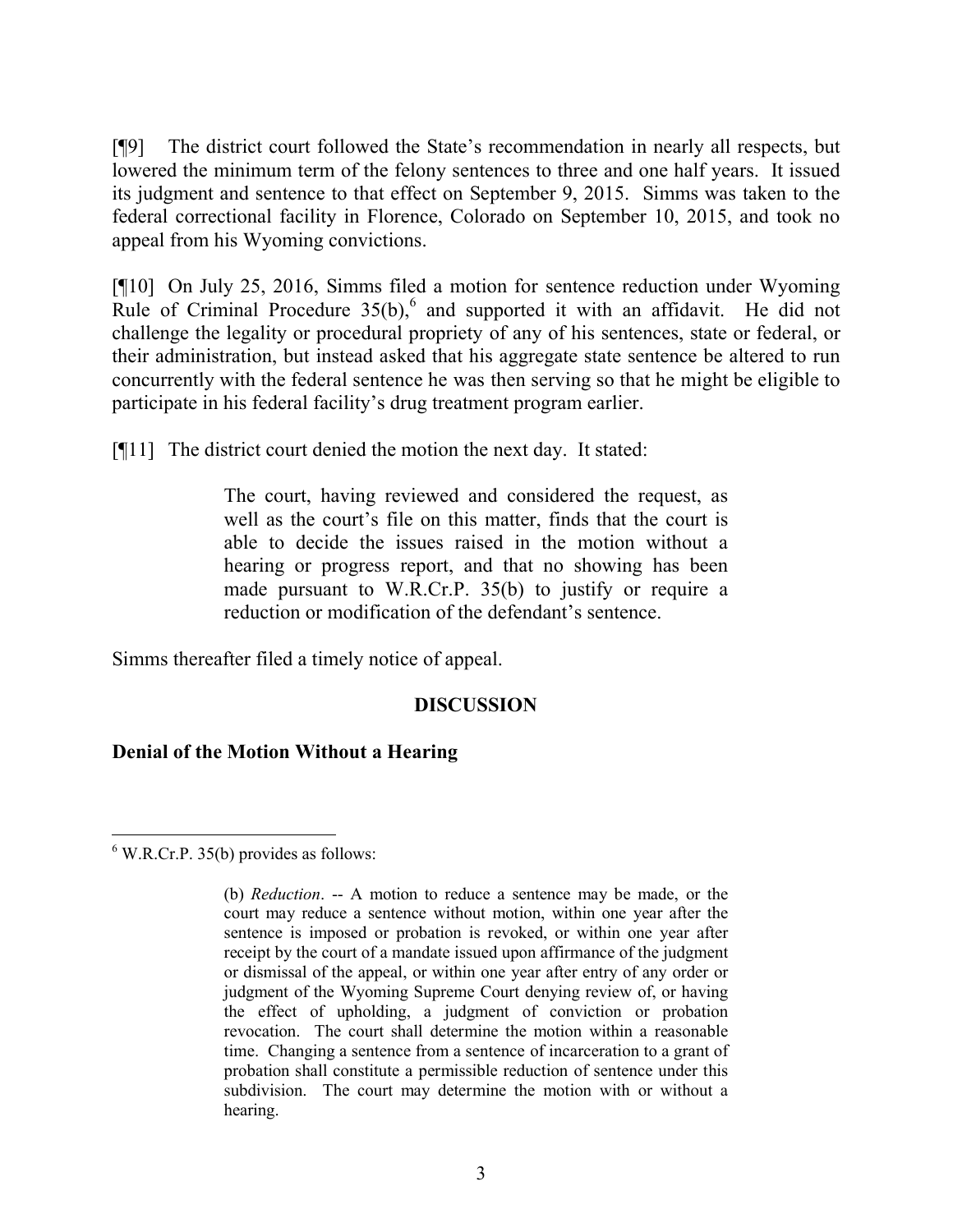[¶9] The district court followed the State's recommendation in nearly all respects, but lowered the minimum term of the felony sentences to three and one half years. It issued its judgment and sentence to that effect on September 9, 2015. Simms was taken to the federal correctional facility in Florence, Colorado on September 10, 2015, and took no appeal from his Wyoming convictions.

[¶10] On July 25, 2016, Simms filed a motion for sentence reduction under Wyoming Rule of Criminal Procedure 35(b),[6] and supported it with an affidavit. He did not challenge the legality or procedural propriety of any of his sentences, state or federal, or their administration, but instead asked that his aggregate state sentence be altered to run concurrently with the federal sentence he was then serving so that he might be eligible to participate in his federal facility's drug treatment program earlier.

[¶11] The district court denied the motion the next day. It stated:

> The court, having reviewed and considered the request, as well as the court's file on this matter, finds that the court is able to decide the issues raised in the motion without a hearing or progress report, and that no showing has been made pursuant to W.R.Cr.P. 35(b) to justify or require a reduction or modification of the defendant's sentence.

Simms thereafter filed a timely notice of appeal.

## DISCUSSION

### Denial of the Motion Without a Hearing

---

[6] W.R.Cr.P. 35(b) provides as follows:

> (b) *Reduction*. -- A motion to reduce a sentence may be made, or the court may reduce a sentence without motion, within one year after the sentence is imposed or probation is revoked, or within one year after receipt by the court of a mandate issued upon affirmance of the judgment or dismissal of the appeal, or within one year after entry of any order or judgment of the Wyoming Supreme Court denying review of, or having the effect of upholding, a judgment of conviction or probation revocation. The court shall determine the motion within a reasonable time. Changing a sentence from a sentence of incarceration to a grant of probation shall constitute a permissible reduction of sentence under this subdivision. The court may determine the motion with or without a hearing.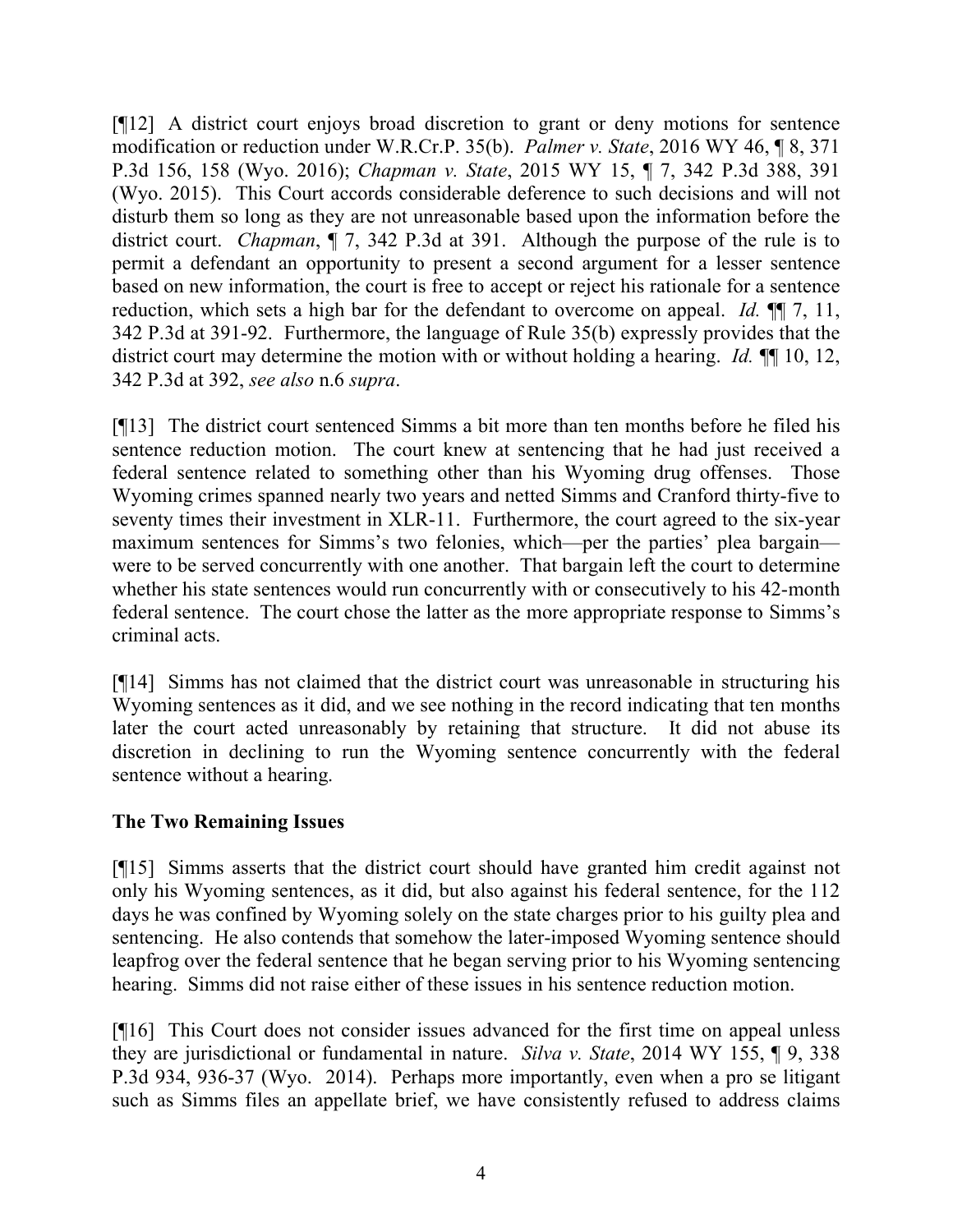[¶12] A district court enjoys broad discretion to grant or deny motions for sentence modification or reduction under W.R.Cr.P. 35(b). *Palmer v. State*, 2016 WY 46, ¶ 8, 371 P.3d 156, 158 (Wyo. 2016); *Chapman v. State*, 2015 WY 15, ¶ 7, 342 P.3d 388, 391 (Wyo. 2015). This Court accords considerable deference to such decisions and will not disturb them so long as they are not unreasonable based upon the information before the district court. *Chapman*, ¶ 7, 342 P.3d at 391. Although the purpose of the rule is to permit a defendant an opportunity to present a second argument for a lesser sentence based on new information, the court is free to accept or reject his rationale for a sentence reduction, which sets a high bar for the defendant to overcome on appeal. *Id.* ¶¶ 7, 11, 342 P.3d at 391-92. Furthermore, the language of Rule 35(b) expressly provides that the district court may determine the motion with or without holding a hearing. *Id.* ¶¶ 10, 12, 342 P.3d at 392, *see also* n.6 *supra*.

[¶13] The district court sentenced Simms a bit more than ten months before he filed his sentence reduction motion. The court knew at sentencing that he had just received a federal sentence related to something other than his Wyoming drug offenses. Those Wyoming crimes spanned nearly two years and netted Simms and Cranford thirty-five to seventy times their investment in XLR-11. Furthermore, the court agreed to the six-year maximum sentences for Simms's two felonies, which—per the parties' plea bargain—were to be served concurrently with one another. That bargain left the court to determine whether his state sentences would run concurrently with or consecutively to his 42-month federal sentence. The court chose the latter as the more appropriate response to Simms's criminal acts.

[¶14] Simms has not claimed that the district court was unreasonable in structuring his Wyoming sentences as it did, and we see nothing in the record indicating that ten months later the court acted unreasonably by retaining that structure. It did not abuse its discretion in declining to run the Wyoming sentence concurrently with the federal sentence without a hearing.

### The Two Remaining Issues

[¶15] Simms asserts that the district court should have granted him credit against not only his Wyoming sentences, as it did, but also against his federal sentence, for the 112 days he was confined by Wyoming solely on the state charges prior to his guilty plea and sentencing. He also contends that somehow the later-imposed Wyoming sentence should leapfrog over the federal sentence that he began serving prior to his Wyoming sentencing hearing. Simms did not raise either of these issues in his sentence reduction motion.

[¶16] This Court does not consider issues advanced for the first time on appeal unless they are jurisdictional or fundamental in nature. *Silva v. State*, 2014 WY 155, ¶ 9, 338 P.3d 934, 936-37 (Wyo. 2014). Perhaps more importantly, even when a pro se litigant such as Simms files an appellate brief, we have consistently refused to address claims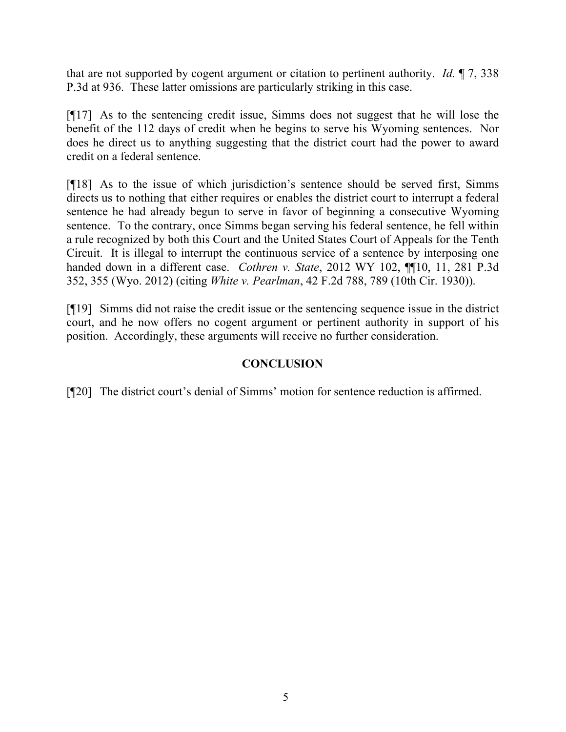that are not supported by cogent argument or citation to pertinent authority. *Id.* ¶ 7, 338 P.3d at 936. These latter omissions are particularly striking in this case.

[¶17] As to the sentencing credit issue, Simms does not suggest that he will lose the benefit of the 112 days of credit when he begins to serve his Wyoming sentences. Nor does he direct us to anything suggesting that the district court had the power to award credit on a federal sentence.

[¶18] As to the issue of which jurisdiction's sentence should be served first, Simms directs us to nothing that either requires or enables the district court to interrupt a federal sentence he had already begun to serve in favor of beginning a consecutive Wyoming sentence. To the contrary, once Simms began serving his federal sentence, he fell within a rule recognized by both this Court and the United States Court of Appeals for the Tenth Circuit. It is illegal to interrupt the continuous service of a sentence by interposing one handed down in a different case. *Cothren v. State*, 2012 WY 102, ¶¶10, 11, 281 P.3d 352, 355 (Wyo. 2012) (citing *White v. Pearlman*, 42 F.2d 788, 789 (10th Cir. 1930)).

[¶19] Simms did not raise the credit issue or the sentencing sequence issue in the district court, and he now offers no cogent argument or pertinent authority in support of his position. Accordingly, these arguments will receive no further consideration.

## CONCLUSION

[¶20] The district court's denial of Simms' motion for sentence reduction is affirmed.